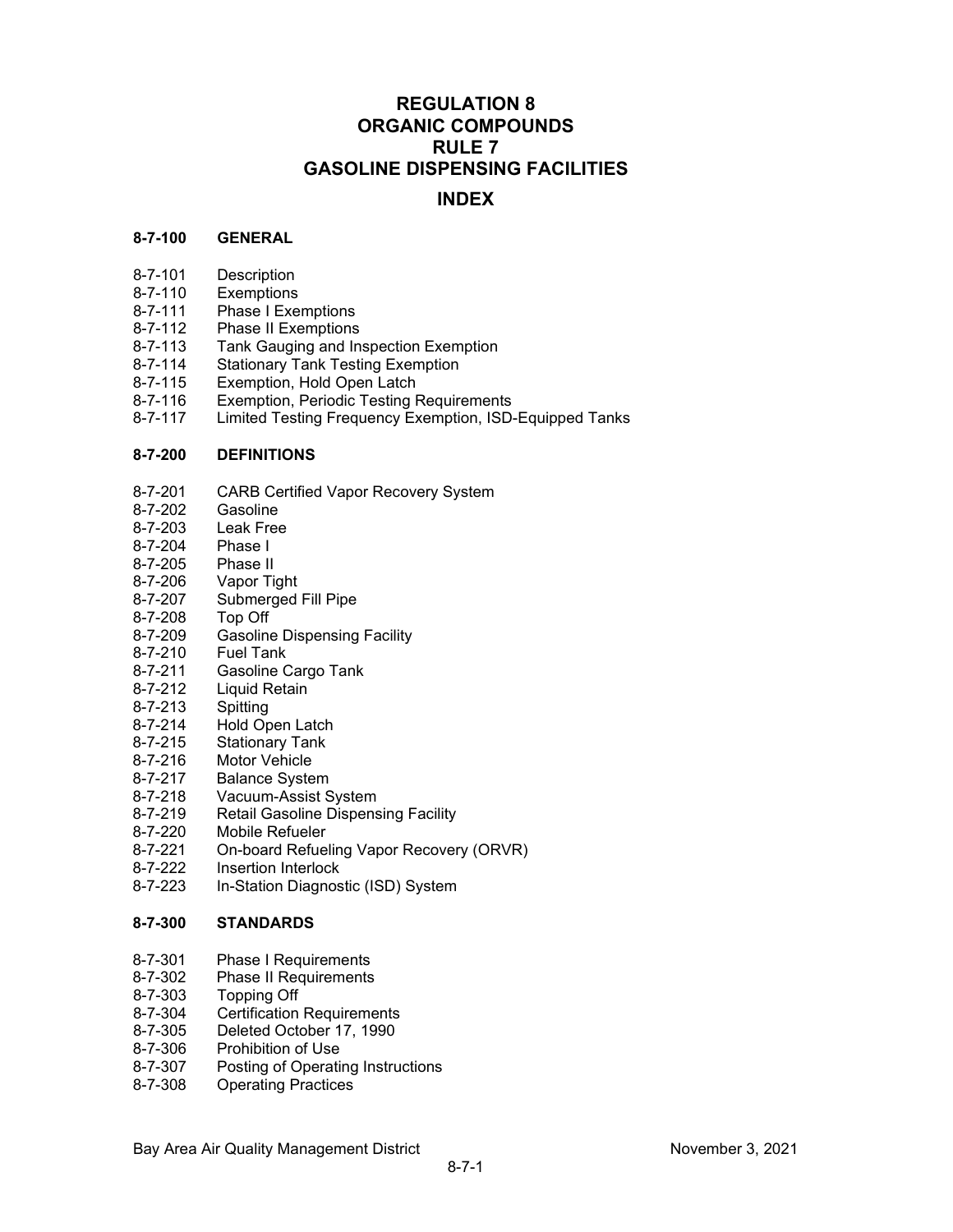# REGULATION 8
# ORGANIC COMPOUNDS
# RULE 7
# GASOLINE DISPENSING FACILITIES

## INDEX

**8-7-100 GENERAL**

8-7-101 Description
8-7-110 Exemptions
8-7-111 Phase I Exemptions
8-7-112 Phase II Exemptions
8-7-113 Tank Gauging and Inspection Exemption
8-7-114 Stationary Tank Testing Exemption
8-7-115 Exemption, Hold Open Latch
8-7-116 Exemption, Periodic Testing Requirements
8-7-117 Limited Testing Frequency Exemption, ISD-Equipped Tanks

**8-7-200 DEFINITIONS**

8-7-201 CARB Certified Vapor Recovery System
8-7-202 Gasoline
8-7-203 Leak Free
8-7-204 Phase I
8-7-205 Phase II
8-7-206 Vapor Tight
8-7-207 Submerged Fill Pipe
8-7-208 Top Off
8-7-209 Gasoline Dispensing Facility
8-7-210 Fuel Tank
8-7-211 Gasoline Cargo Tank
8-7-212 Liquid Retain
8-7-213 Spitting
8-7-214 Hold Open Latch
8-7-215 Stationary Tank
8-7-216 Motor Vehicle
8-7-217 Balance System
8-7-218 Vacuum-Assist System
8-7-219 Retail Gasoline Dispensing Facility
8-7-220 Mobile Refueler
8-7-221 On-board Refueling Vapor Recovery (ORVR)
8-7-222 Insertion Interlock
8-7-223 In-Station Diagnostic (ISD) System

**8-7-300 STANDARDS**

8-7-301 Phase I Requirements
8-7-302 Phase II Requirements
8-7-303 Topping Off
8-7-304 Certification Requirements
8-7-305 Deleted October 17, 1990
8-7-306 Prohibition of Use
8-7-307 Posting of Operating Instructions
8-7-308 Operating Practices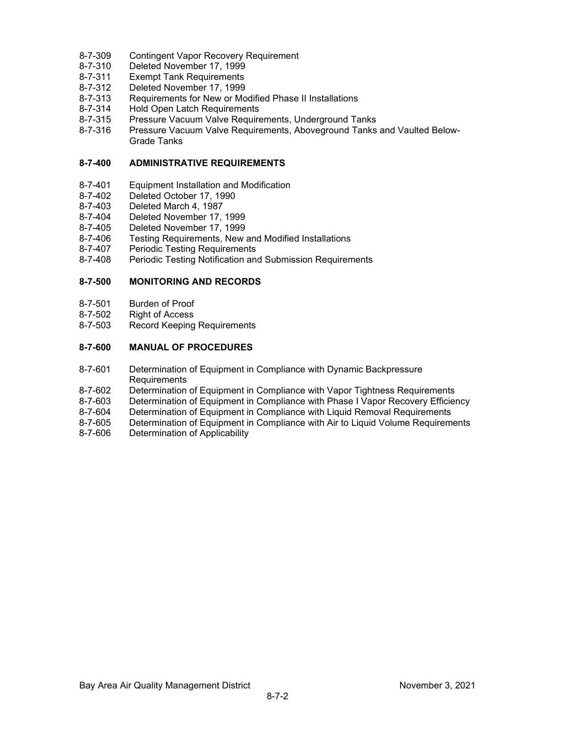8-7-309 Contingent Vapor Recovery Requirement
8-7-310 Deleted November 17, 1999
8-7-311 Exempt Tank Requirements
8-7-312 Deleted November 17, 1999
8-7-313 Requirements for New or Modified Phase II Installations
8-7-314 Hold Open Latch Requirements
8-7-315 Pressure Vacuum Valve Requirements, Underground Tanks
8-7-316 Pressure Vacuum Valve Requirements, Aboveground Tanks and Vaulted Below-Grade Tanks

**8-7-400 ADMINISTRATIVE REQUIREMENTS**

8-7-401 Equipment Installation and Modification
8-7-402 Deleted October 17, 1990
8-7-403 Deleted March 4, 1987
8-7-404 Deleted November 17, 1999
8-7-405 Deleted November 17, 1999
8-7-406 Testing Requirements, New and Modified Installations
8-7-407 Periodic Testing Requirements
8-7-408 Periodic Testing Notification and Submission Requirements

**8-7-500 MONITORING AND RECORDS**

8-7-501 Burden of Proof
8-7-502 Right of Access
8-7-503 Record Keeping Requirements

**8-7-600 MANUAL OF PROCEDURES**

8-7-601 Determination of Equipment in Compliance with Dynamic Backpressure Requirements
8-7-602 Determination of Equipment in Compliance with Vapor Tightness Requirements
8-7-603 Determination of Equipment in Compliance with Phase I Vapor Recovery Efficiency
8-7-604 Determination of Equipment in Compliance with Liquid Removal Requirements
8-7-605 Determination of Equipment in Compliance with Air to Liquid Volume Requirements
8-7-606 Determination of Applicability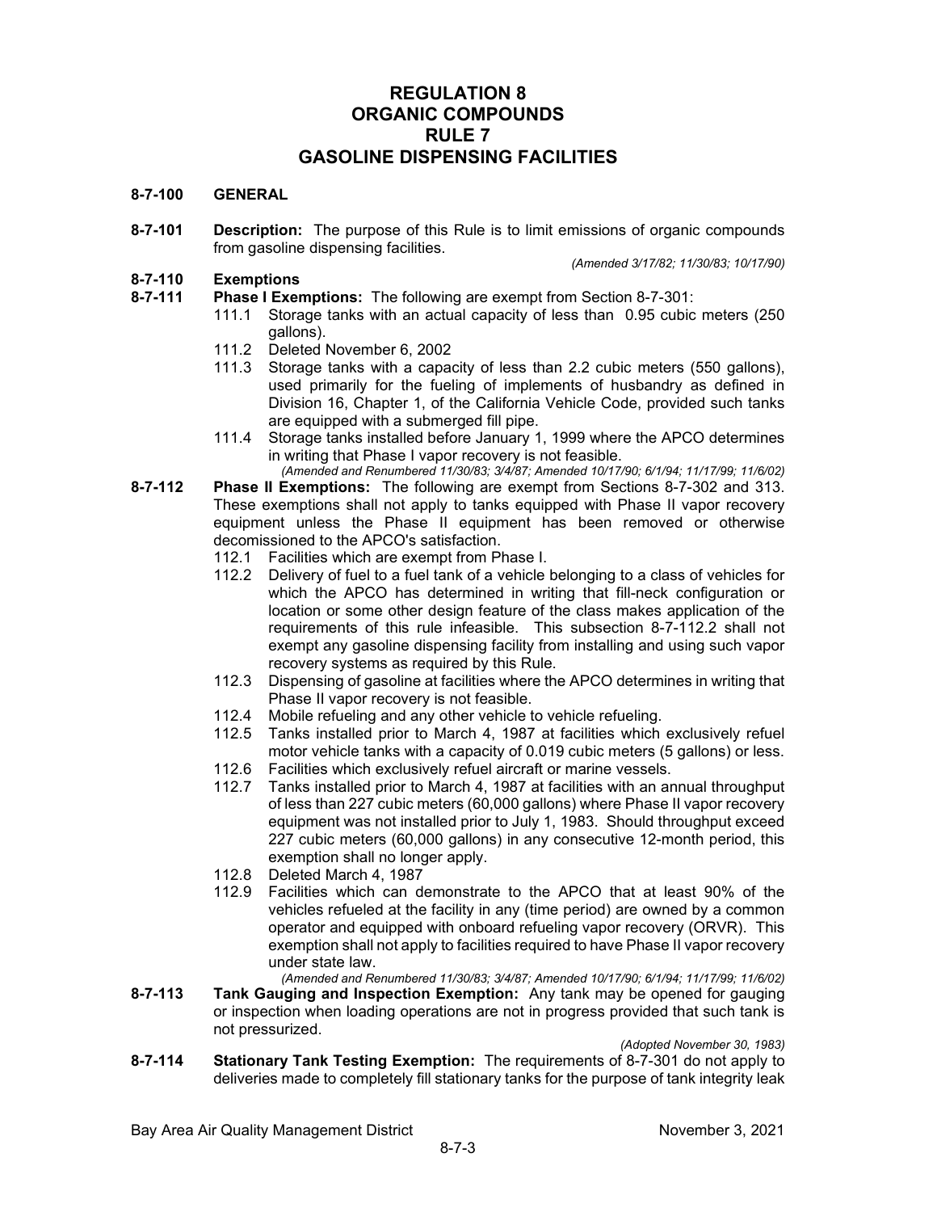# REGULATION 8
# ORGANIC COMPOUNDS
# RULE 7
# GASOLINE DISPENSING FACILITIES

**8-7-100 GENERAL**

**8-7-101 Description:** The purpose of this Rule is to limit emissions of organic compounds from gasoline dispensing facilities.

*(Amended 3/17/82; 11/30/83; 10/17/90)*

**8-7-110 Exemptions**

**8-7-111 Phase I Exemptions:** The following are exempt from Section 8-7-301:

111.1 Storage tanks with an actual capacity of less than 0.95 cubic meters (250 gallons).

111.2 Deleted November 6, 2002

111.3 Storage tanks with a capacity of less than 2.2 cubic meters (550 gallons), used primarily for the fueling of implements of husbandry as defined in Division 16, Chapter 1, of the California Vehicle Code, provided such tanks are equipped with a submerged fill pipe.

111.4 Storage tanks installed before January 1, 1999 where the APCO determines in writing that Phase I vapor recovery is not feasible.

*(Amended and Renumbered 11/30/83; 3/4/87; Amended 10/17/90; 6/1/94; 11/17/99; 11/6/02)*

**8-7-112 Phase II Exemptions:** The following are exempt from Sections 8-7-302 and 313. These exemptions shall not apply to tanks equipped with Phase II vapor recovery equipment unless the Phase II equipment has been removed or otherwise decomissioned to the APCO's satisfaction.

112.1 Facilities which are exempt from Phase I.

112.2 Delivery of fuel to a fuel tank of a vehicle belonging to a class of vehicles for which the APCO has determined in writing that fill-neck configuration or location or some other design feature of the class makes application of the requirements of this rule infeasible. This subsection 8-7-112.2 shall not exempt any gasoline dispensing facility from installing and using such vapor recovery systems as required by this Rule.

112.3 Dispensing of gasoline at facilities where the APCO determines in writing that Phase II vapor recovery is not feasible.

112.4 Mobile refueling and any other vehicle to vehicle refueling.

112.5 Tanks installed prior to March 4, 1987 at facilities which exclusively refuel motor vehicle tanks with a capacity of 0.019 cubic meters (5 gallons) or less.

112.6 Facilities which exclusively refuel aircraft or marine vessels.

112.7 Tanks installed prior to March 4, 1987 at facilities with an annual throughput of less than 227 cubic meters (60,000 gallons) where Phase II vapor recovery equipment was not installed prior to July 1, 1983. Should throughput exceed 227 cubic meters (60,000 gallons) in any consecutive 12-month period, this exemption shall no longer apply.

112.8 Deleted March 4, 1987

112.9 Facilities which can demonstrate to the APCO that at least 90% of the vehicles refueled at the facility in any (time period) are owned by a common operator and equipped with onboard refueling vapor recovery (ORVR). This exemption shall not apply to facilities required to have Phase II vapor recovery under state law.

*(Amended and Renumbered 11/30/83; 3/4/87; Amended 10/17/90; 6/1/94; 11/17/99; 11/6/02)*

**8-7-113 Tank Gauging and Inspection Exemption:** Any tank may be opened for gauging or inspection when loading operations are not in progress provided that such tank is not pressurized.

*(Adopted November 30, 1983)*

**8-7-114 Stationary Tank Testing Exemption:** The requirements of 8-7-301 do not apply to deliveries made to completely fill stationary tanks for the purpose of tank integrity leak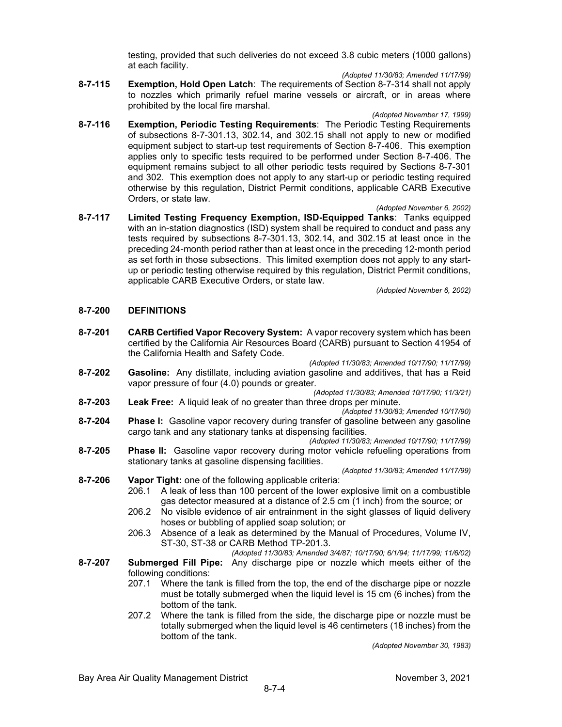testing, provided that such deliveries do not exceed 3.8 cubic meters (1000 gallons) at each facility.

*(Adopted 11/30/83; Amended 11/17/99)*

**8-7-115 Exemption, Hold Open Latch**: The requirements of Section 8-7-314 shall not apply to nozzles which primarily refuel marine vessels or aircraft, or in areas where prohibited by the local fire marshal.

*(Adopted November 17, 1999)*

**8-7-116 Exemption, Periodic Testing Requirements**: The Periodic Testing Requirements of subsections 8-7-301.13, 302.14, and 302.15 shall not apply to new or modified equipment subject to start-up test requirements of Section 8-7-406. This exemption applies only to specific tests required to be performed under Section 8-7-406. The equipment remains subject to all other periodic tests required by Sections 8-7-301 and 302. This exemption does not apply to any start-up or periodic testing required otherwise by this regulation, District Permit conditions, applicable CARB Executive Orders, or state law.

*(Adopted November 6, 2002)*

**8-7-117 Limited Testing Frequency Exemption, ISD-Equipped Tanks**: Tanks equipped with an in-station diagnostics (ISD) system shall be required to conduct and pass any tests required by subsections 8-7-301.13, 302.14, and 302.15 at least once in the preceding 24-month period rather than at least once in the preceding 12-month period as set forth in those subsections. This limited exemption does not apply to any start-up or periodic testing otherwise required by this regulation, District Permit conditions, applicable CARB Executive Orders, or state law.

*(Adopted November 6, 2002)*

## 8-7-200 DEFINITIONS

**8-7-201 CARB Certified Vapor Recovery System:** A vapor recovery system which has been certified by the California Air Resources Board (CARB) pursuant to Section 41954 of the California Health and Safety Code.

*(Adopted 11/30/83; Amended 10/17/90; 11/17/99)*

**8-7-202 Gasoline:** Any distillate, including aviation gasoline and additives, that has a Reid vapor pressure of four (4.0) pounds or greater.

*(Adopted 11/30/83; Amended 10/17/90; 11/3/21)*

**8-7-203 Leak Free:** A liquid leak of no greater than three drops per minute.

*(Adopted 11/30/83; Amended 10/17/90)*

**8-7-204 Phase I:** Gasoline vapor recovery during transfer of gasoline between any gasoline cargo tank and any stationary tanks at dispensing facilities.

*(Adopted 11/30/83; Amended 10/17/90; 11/17/99)*

**8-7-205 Phase II:** Gasoline vapor recovery during motor vehicle refueling operations from stationary tanks at gasoline dispensing facilities.

*(Adopted 11/30/83; Amended 11/17/99)*

**8-7-206 Vapor Tight:** one of the following applicable criteria:

206.1 A leak of less than 100 percent of the lower explosive limit on a combustible gas detector measured at a distance of 2.5 cm (1 inch) from the source; or

206.2 No visible evidence of air entrainment in the sight glasses of liquid delivery hoses or bubbling of applied soap solution; or

206.3 Absence of a leak as determined by the Manual of Procedures, Volume IV, ST-30, ST-38 or CARB Method TP-201.3.

*(Adopted 11/30/83; Amended 3/4/87; 10/17/90; 6/1/94; 11/17/99; 11/6/02)*

**8-7-207 Submerged Fill Pipe:** Any discharge pipe or nozzle which meets either of the following conditions:

207.1 Where the tank is filled from the top, the end of the discharge pipe or nozzle must be totally submerged when the liquid level is 15 cm (6 inches) from the bottom of the tank.

207.2 Where the tank is filled from the side, the discharge pipe or nozzle must be totally submerged when the liquid level is 46 centimeters (18 inches) from the bottom of the tank.

*(Adopted November 30, 1983)*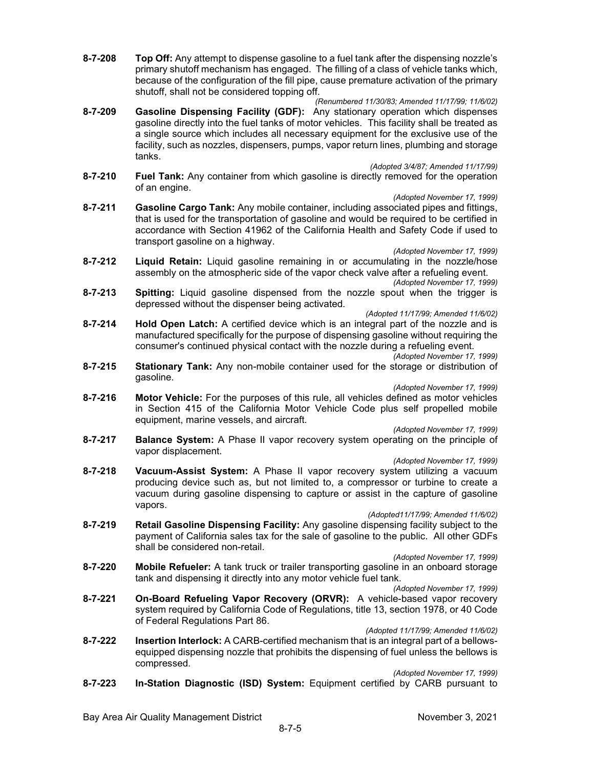**8-7-208 Top Off:** Any attempt to dispense gasoline to a fuel tank after the dispensing nozzle's primary shutoff mechanism has engaged. The filling of a class of vehicle tanks which, because of the configuration of the fill pipe, cause premature activation of the primary shutoff, shall not be considered topping off.

*(Renumbered 11/30/83; Amended 11/17/99; 11/6/02)*

**8-7-209 Gasoline Dispensing Facility (GDF):** Any stationary operation which dispenses gasoline directly into the fuel tanks of motor vehicles. This facility shall be treated as a single source which includes all necessary equipment for the exclusive use of the facility, such as nozzles, dispensers, pumps, vapor return lines, plumbing and storage tanks.

*(Adopted 3/4/87; Amended 11/17/99)*

**8-7-210 Fuel Tank:** Any container from which gasoline is directly removed for the operation of an engine.

*(Adopted November 17, 1999)*

**8-7-211 Gasoline Cargo Tank:** Any mobile container, including associated pipes and fittings, that is used for the transportation of gasoline and would be required to be certified in accordance with Section 41962 of the California Health and Safety Code if used to transport gasoline on a highway.

*(Adopted November 17, 1999)*

**8-7-212 Liquid Retain:** Liquid gasoline remaining in or accumulating in the nozzle/hose assembly on the atmospheric side of the vapor check valve after a refueling event.

*(Adopted November 17, 1999)*

**8-7-213 Spitting:** Liquid gasoline dispensed from the nozzle spout when the trigger is depressed without the dispenser being activated.

*(Adopted 11/17/99; Amended 11/6/02)*

**8-7-214 Hold Open Latch:** A certified device which is an integral part of the nozzle and is manufactured specifically for the purpose of dispensing gasoline without requiring the consumer's continued physical contact with the nozzle during a refueling event.

*(Adopted November 17, 1999)*

**8-7-215 Stationary Tank:** Any non-mobile container used for the storage or distribution of gasoline.

*(Adopted November 17, 1999)*

**8-7-216 Motor Vehicle:** For the purposes of this rule, all vehicles defined as motor vehicles in Section 415 of the California Motor Vehicle Code plus self propelled mobile equipment, marine vessels, and aircraft.

*(Adopted November 17, 1999)*

**8-7-217 Balance System:** A Phase II vapor recovery system operating on the principle of vapor displacement.

*(Adopted November 17, 1999)*

**8-7-218 Vacuum-Assist System:** A Phase II vapor recovery system utilizing a vacuum producing device such as, but not limited to, a compressor or turbine to create a vacuum during gasoline dispensing to capture or assist in the capture of gasoline vapors.

*(Adopted11/17/99; Amended 11/6/02)*

**8-7-219 Retail Gasoline Dispensing Facility:** Any gasoline dispensing facility subject to the payment of California sales tax for the sale of gasoline to the public. All other GDFs shall be considered non-retail.

*(Adopted November 17, 1999)*

**8-7-220 Mobile Refueler:** A tank truck or trailer transporting gasoline in an onboard storage tank and dispensing it directly into any motor vehicle fuel tank.

*(Adopted November 17, 1999)*

**8-7-221 On-Board Refueling Vapor Recovery (ORVR):** A vehicle-based vapor recovery system required by California Code of Regulations, title 13, section 1978, or 40 Code of Federal Regulations Part 86.

*(Adopted 11/17/99; Amended 11/6/02)*

**8-7-222 Insertion Interlock:** A CARB-certified mechanism that is an integral part of a bellows-equipped dispensing nozzle that prohibits the dispensing of fuel unless the bellows is compressed.

*(Adopted November 17, 1999)*

**8-7-223 In-Station Diagnostic (ISD) System:** Equipment certified by CARB pursuant to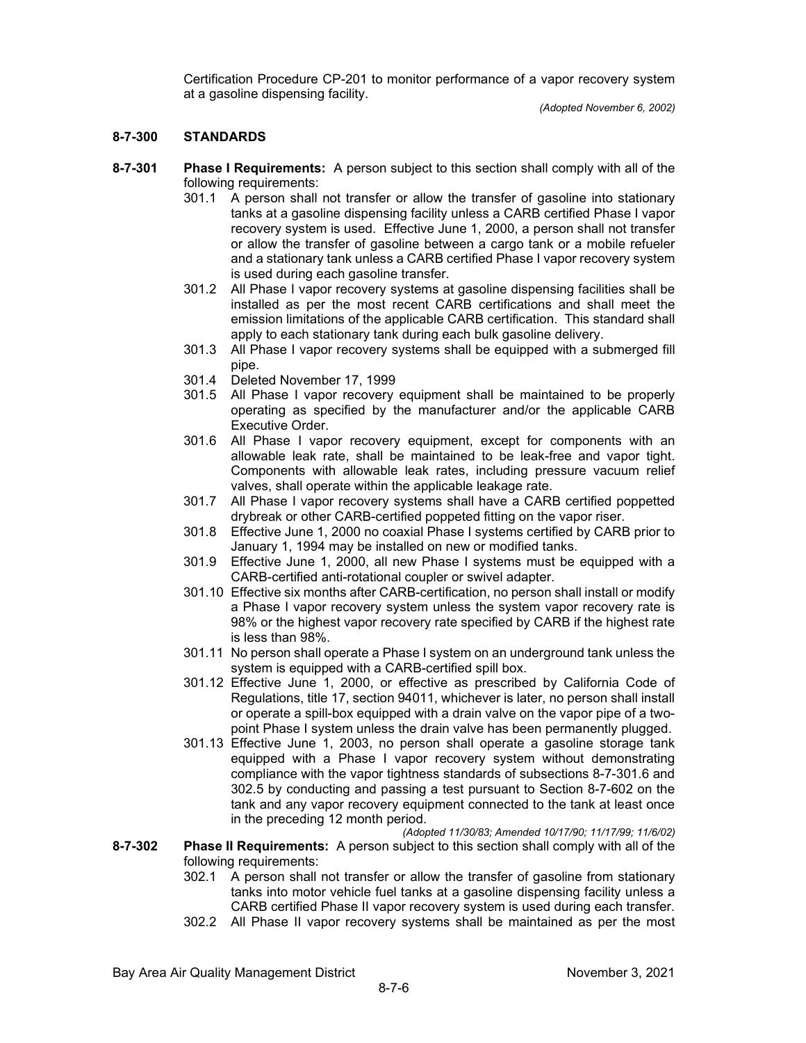Certification Procedure CP-201 to monitor performance of a vapor recovery system at a gasoline dispensing facility.

*(Adopted November 6, 2002)*

## 8-7-300 STANDARDS

**8-7-301 Phase I Requirements:** A person subject to this section shall comply with all of the following requirements:

301.1 A person shall not transfer or allow the transfer of gasoline into stationary tanks at a gasoline dispensing facility unless a CARB certified Phase I vapor recovery system is used. Effective June 1, 2000, a person shall not transfer or allow the transfer of gasoline between a cargo tank or a mobile refueler and a stationary tank unless a CARB certified Phase I vapor recovery system is used during each gasoline transfer.

301.2 All Phase I vapor recovery systems at gasoline dispensing facilities shall be installed as per the most recent CARB certifications and shall meet the emission limitations of the applicable CARB certification. This standard shall apply to each stationary tank during each bulk gasoline delivery.

301.3 All Phase I vapor recovery systems shall be equipped with a submerged fill pipe.

301.4 Deleted November 17, 1999

301.5 All Phase I vapor recovery equipment shall be maintained to be properly operating as specified by the manufacturer and/or the applicable CARB Executive Order.

301.6 All Phase I vapor recovery equipment, except for components with an allowable leak rate, shall be maintained to be leak-free and vapor tight. Components with allowable leak rates, including pressure vacuum relief valves, shall operate within the applicable leakage rate.

301.7 All Phase I vapor recovery systems shall have a CARB certified poppetted drybreak or other CARB-certified poppeted fitting on the vapor riser.

301.8 Effective June 1, 2000 no coaxial Phase I systems certified by CARB prior to January 1, 1994 may be installed on new or modified tanks.

301.9 Effective June 1, 2000, all new Phase I systems must be equipped with a CARB-certified anti-rotational coupler or swivel adapter.

301.10 Effective six months after CARB-certification, no person shall install or modify a Phase I vapor recovery system unless the system vapor recovery rate is 98% or the highest vapor recovery rate specified by CARB if the highest rate is less than 98%.

301.11 No person shall operate a Phase I system on an underground tank unless the system is equipped with a CARB-certified spill box.

301.12 Effective June 1, 2000, or effective as prescribed by California Code of Regulations, title 17, section 94011, whichever is later, no person shall install or operate a spill-box equipped with a drain valve on the vapor pipe of a two-point Phase I system unless the drain valve has been permanently plugged.

301.13 Effective June 1, 2003, no person shall operate a gasoline storage tank equipped with a Phase I vapor recovery system without demonstrating compliance with the vapor tightness standards of subsections 8-7-301.6 and 302.5 by conducting and passing a test pursuant to Section 8-7-602 on the tank and any vapor recovery equipment connected to the tank at least once in the preceding 12 month period.

*(Adopted 11/30/83; Amended 10/17/90; 11/17/99; 11/6/02)*

**8-7-302 Phase II Requirements:** A person subject to this section shall comply with all of the following requirements:

302.1 A person shall not transfer or allow the transfer of gasoline from stationary tanks into motor vehicle fuel tanks at a gasoline dispensing facility unless a CARB certified Phase II vapor recovery system is used during each transfer.

302.2 All Phase II vapor recovery systems shall be maintained as per the most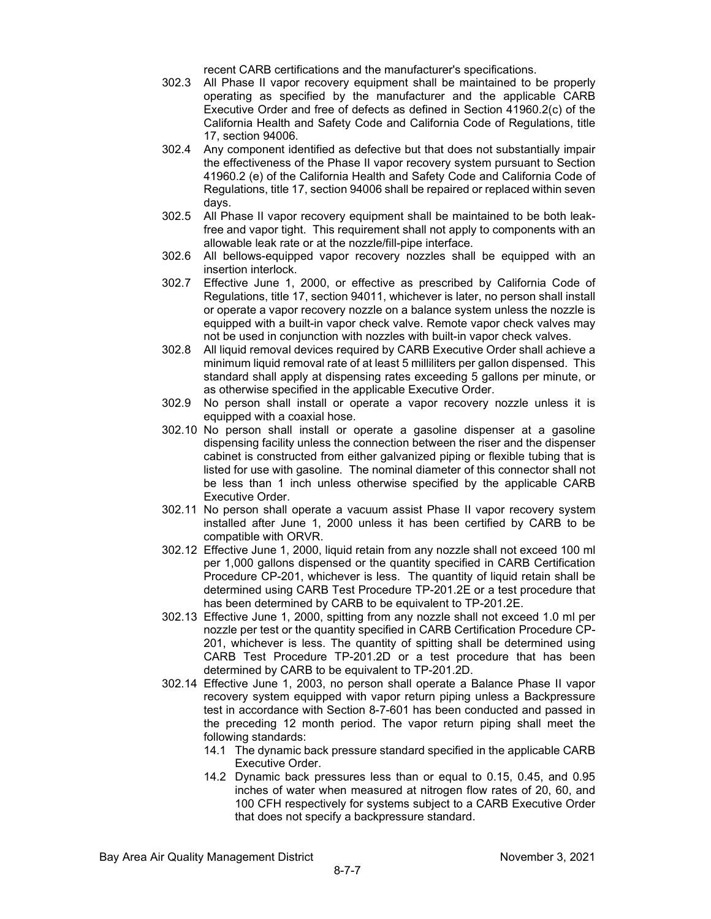recent CARB certifications and the manufacturer's specifications.

302.3 All Phase II vapor recovery equipment shall be maintained to be properly operating as specified by the manufacturer and the applicable CARB Executive Order and free of defects as defined in Section 41960.2(c) of the California Health and Safety Code and California Code of Regulations, title 17, section 94006.

302.4 Any component identified as defective but that does not substantially impair the effectiveness of the Phase II vapor recovery system pursuant to Section 41960.2 (e) of the California Health and Safety Code and California Code of Regulations, title 17, section 94006 shall be repaired or replaced within seven days.

302.5 All Phase II vapor recovery equipment shall be maintained to be both leak-free and vapor tight. This requirement shall not apply to components with an allowable leak rate or at the nozzle/fill-pipe interface.

302.6 All bellows-equipped vapor recovery nozzles shall be equipped with an insertion interlock.

302.7 Effective June 1, 2000, or effective as prescribed by California Code of Regulations, title 17, section 94011, whichever is later, no person shall install or operate a vapor recovery nozzle on a balance system unless the nozzle is equipped with a built-in vapor check valve. Remote vapor check valves may not be used in conjunction with nozzles with built-in vapor check valves.

302.8 All liquid removal devices required by CARB Executive Order shall achieve a minimum liquid removal rate of at least 5 milliliters per gallon dispensed. This standard shall apply at dispensing rates exceeding 5 gallons per minute, or as otherwise specified in the applicable Executive Order.

302.9 No person shall install or operate a vapor recovery nozzle unless it is equipped with a coaxial hose.

302.10 No person shall install or operate a gasoline dispenser at a gasoline dispensing facility unless the connection between the riser and the dispenser cabinet is constructed from either galvanized piping or flexible tubing that is listed for use with gasoline. The nominal diameter of this connector shall not be less than 1 inch unless otherwise specified by the applicable CARB Executive Order.

302.11 No person shall operate a vacuum assist Phase II vapor recovery system installed after June 1, 2000 unless it has been certified by CARB to be compatible with ORVR.

302.12 Effective June 1, 2000, liquid retain from any nozzle shall not exceed 100 ml per 1,000 gallons dispensed or the quantity specified in CARB Certification Procedure CP-201, whichever is less. The quantity of liquid retain shall be determined using CARB Test Procedure TP-201.2E or a test procedure that has been determined by CARB to be equivalent to TP-201.2E.

302.13 Effective June 1, 2000, spitting from any nozzle shall not exceed 1.0 ml per nozzle per test or the quantity specified in CARB Certification Procedure CP-201, whichever is less. The quantity of spitting shall be determined using CARB Test Procedure TP-201.2D or a test procedure that has been determined by CARB to be equivalent to TP-201.2D.

302.14 Effective June 1, 2003, no person shall operate a Balance Phase II vapor recovery system equipped with vapor return piping unless a Backpressure test in accordance with Section 8-7-601 has been conducted and passed in the preceding 12 month period. The vapor return piping shall meet the following standards:

- 14.1 The dynamic back pressure standard specified in the applicable CARB Executive Order.
- 14.2 Dynamic back pressures less than or equal to 0.15, 0.45, and 0.95 inches of water when measured at nitrogen flow rates of 20, 60, and 100 CFH respectively for systems subject to a CARB Executive Order that does not specify a backpressure standard.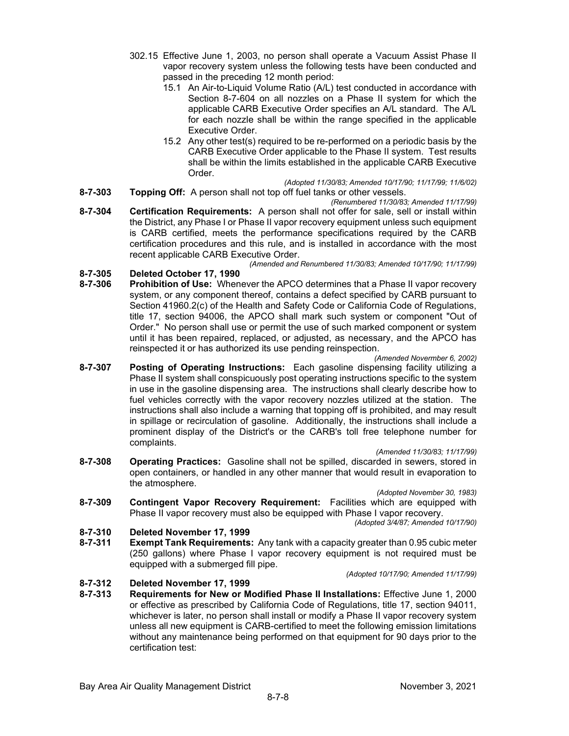302.15 Effective June 1, 2003, no person shall operate a Vacuum Assist Phase II vapor recovery system unless the following tests have been conducted and passed in the preceding 12 month period:

15.1 An Air-to-Liquid Volume Ratio (A/L) test conducted in accordance with Section 8-7-604 on all nozzles on a Phase II system for which the applicable CARB Executive Order specifies an A/L standard. The A/L for each nozzle shall be within the range specified in the applicable Executive Order.

15.2 Any other test(s) required to be re-performed on a periodic basis by the CARB Executive Order applicable to the Phase II system. Test results shall be within the limits established in the applicable CARB Executive Order.

*(Adopted 11/30/83; Amended 10/17/90; 11/17/99; 11/6/02)*

**8-7-303 Topping Off:** A person shall not top off fuel tanks or other vessels.

*(Renumbered 11/30/83; Amended 11/17/99)*

**8-7-304 Certification Requirements:** A person shall not offer for sale, sell or install within the District, any Phase I or Phase II vapor recovery equipment unless such equipment is CARB certified, meets the performance specifications required by the CARB certification procedures and this rule, and is installed in accordance with the most recent applicable CARB Executive Order.

*(Amended and Renumbered 11/30/83; Amended 10/17/90; 11/17/99)*

**8-7-305 Deleted October 17, 1990**

**8-7-306 Prohibition of Use:** Whenever the APCO determines that a Phase II vapor recovery system, or any component thereof, contains a defect specified by CARB pursuant to Section 41960.2(c) of the Health and Safety Code or California Code of Regulations, title 17, section 94006, the APCO shall mark such system or component "Out of Order." No person shall use or permit the use of such marked component or system until it has been repaired, replaced, or adjusted, as necessary, and the APCO has reinspected it or has authorized its use pending reinspection.

*(Amended Novermber 6, 2002)*

**8-7-307 Posting of Operating Instructions:** Each gasoline dispensing facility utilizing a Phase II system shall conspicuously post operating instructions specific to the system in use in the gasoline dispensing area. The instructions shall clearly describe how to fuel vehicles correctly with the vapor recovery nozzles utilized at the station. The instructions shall also include a warning that topping off is prohibited, and may result in spillage or recirculation of gasoline. Additionally, the instructions shall include a prominent display of the District's or the CARB's toll free telephone number for complaints.

*(Amended 11/30/83; 11/17/99)*

**8-7-308 Operating Practices:** Gasoline shall not be spilled, discarded in sewers, stored in open containers, or handled in any other manner that would result in evaporation to the atmosphere.

*(Adopted November 30, 1983)*

**8-7-309 Contingent Vapor Recovery Requirement:** Facilities which are equipped with Phase II vapor recovery must also be equipped with Phase I vapor recovery.

*(Adopted 3/4/87; Amended 10/17/90)*

**8-7-310 Deleted November 17, 1999**

**8-7-311 Exempt Tank Requirements:** Any tank with a capacity greater than 0.95 cubic meter (250 gallons) where Phase I vapor recovery equipment is not required must be equipped with a submerged fill pipe.

*(Adopted 10/17/90; Amended 11/17/99)*

**8-7-312 Deleted November 17, 1999**

**8-7-313 Requirements for New or Modified Phase II Installations:** Effective June 1, 2000 or effective as prescribed by California Code of Regulations, title 17, section 94011, whichever is later, no person shall install or modify a Phase II vapor recovery system unless all new equipment is CARB-certified to meet the following emission limitations without any maintenance being performed on that equipment for 90 days prior to the certification test: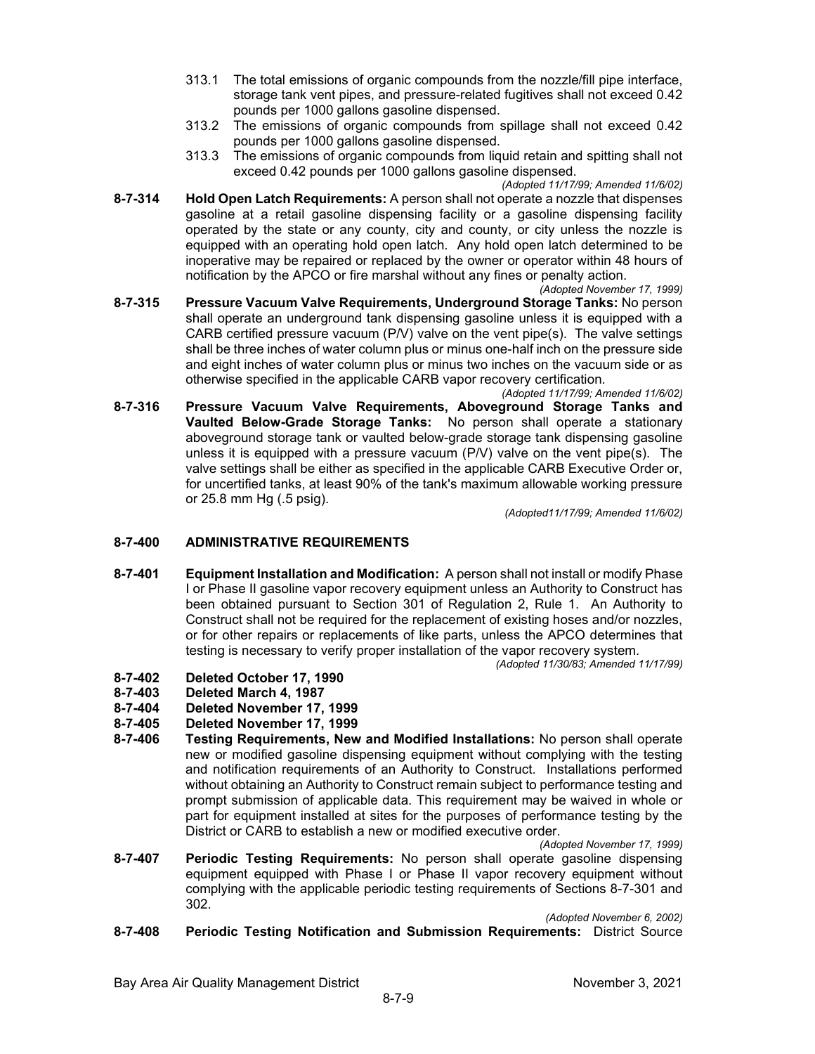313.1 The total emissions of organic compounds from the nozzle/fill pipe interface, storage tank vent pipes, and pressure-related fugitives shall not exceed 0.42 pounds per 1000 gallons gasoline dispensed.

313.2 The emissions of organic compounds from spillage shall not exceed 0.42 pounds per 1000 gallons gasoline dispensed.

313.3 The emissions of organic compounds from liquid retain and spitting shall not exceed 0.42 pounds per 1000 gallons gasoline dispensed.

*(Adopted 11/17/99; Amended 11/6/02)*

**8-7-314 Hold Open Latch Requirements:** A person shall not operate a nozzle that dispenses gasoline at a retail gasoline dispensing facility or a gasoline dispensing facility operated by the state or any county, city and county, or city unless the nozzle is equipped with an operating hold open latch. Any hold open latch determined to be inoperative may be repaired or replaced by the owner or operator within 48 hours of notification by the APCO or fire marshal without any fines or penalty action.

*(Adopted November 17, 1999)*

**8-7-315 Pressure Vacuum Valve Requirements, Underground Storage Tanks:** No person shall operate an underground tank dispensing gasoline unless it is equipped with a CARB certified pressure vacuum (P/V) valve on the vent pipe(s). The valve settings shall be three inches of water column plus or minus one-half inch on the pressure side and eight inches of water column plus or minus two inches on the vacuum side or as otherwise specified in the applicable CARB vapor recovery certification.

*(Adopted 11/17/99; Amended 11/6/02)*

**8-7-316 Pressure Vacuum Valve Requirements, Aboveground Storage Tanks and Vaulted Below-Grade Storage Tanks:** No person shall operate a stationary aboveground storage tank or vaulted below-grade storage tank dispensing gasoline unless it is equipped with a pressure vacuum (P/V) valve on the vent pipe(s). The valve settings shall be either as specified in the applicable CARB Executive Order or, for uncertified tanks, at least 90% of the tank's maximum allowable working pressure or 25.8 mm Hg (.5 psig).

*(Adopted11/17/99; Amended 11/6/02)*

## 8-7-400 ADMINISTRATIVE REQUIREMENTS

**8-7-401 Equipment Installation and Modification:** A person shall not install or modify Phase I or Phase II gasoline vapor recovery equipment unless an Authority to Construct has been obtained pursuant to Section 301 of Regulation 2, Rule 1. An Authority to Construct shall not be required for the replacement of existing hoses and/or nozzles, or for other repairs or replacements of like parts, unless the APCO determines that testing is necessary to verify proper installation of the vapor recovery system.

*(Adopted 11/30/83; Amended 11/17/99)*

**8-7-402 Deleted October 17, 1990**

**8-7-403 Deleted March 4, 1987**

**8-7-404 Deleted November 17, 1999**

**8-7-405 Deleted November 17, 1999**

**8-7-406 Testing Requirements, New and Modified Installations:** No person shall operate new or modified gasoline dispensing equipment without complying with the testing and notification requirements of an Authority to Construct. Installations performed without obtaining an Authority to Construct remain subject to performance testing and prompt submission of applicable data. This requirement may be waived in whole or part for equipment installed at sites for the purposes of performance testing by the District or CARB to establish a new or modified executive order.

*(Adopted November 17, 1999)*

**8-7-407 Periodic Testing Requirements:** No person shall operate gasoline dispensing equipment equipped with Phase I or Phase II vapor recovery equipment without complying with the applicable periodic testing requirements of Sections 8-7-301 and 302.

*(Adopted November 6, 2002)*

**8-7-408 Periodic Testing Notification and Submission Requirements:** District Source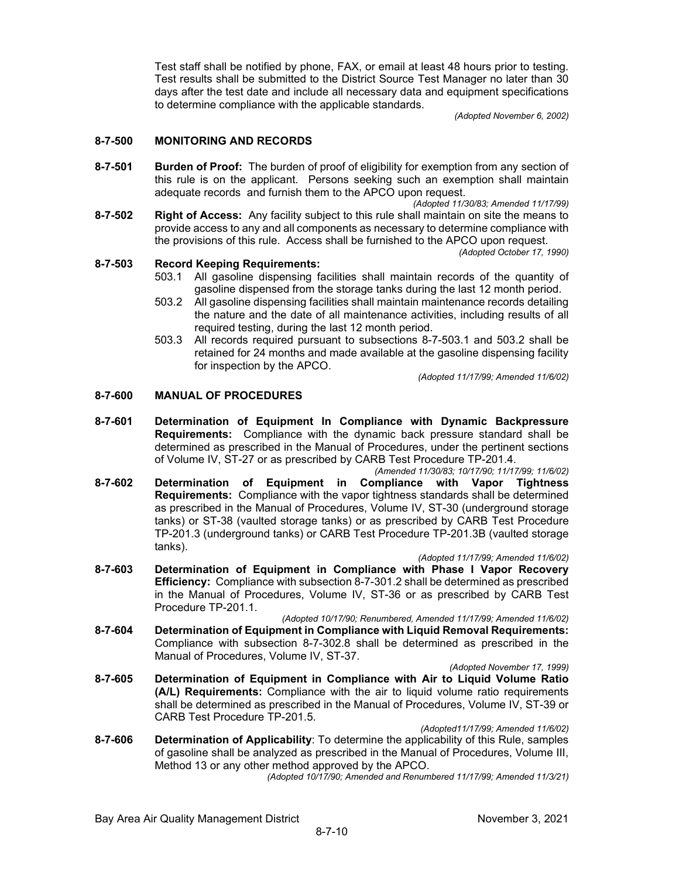Test staff shall be notified by phone, FAX, or email at least 48 hours prior to testing. Test results shall be submitted to the District Source Test Manager no later than 30 days after the test date and include all necessary data and equipment specifications to determine compliance with the applicable standards.

*(Adopted November 6, 2002)*

## 8-7-500 MONITORING AND RECORDS

**8-7-501 Burden of Proof:** The burden of proof of eligibility for exemption from any section of this rule is on the applicant. Persons seeking such an exemption shall maintain adequate records and furnish them to the APCO upon request.

*(Adopted 11/30/83; Amended 11/17/99)*

**8-7-502 Right of Access:** Any facility subject to this rule shall maintain on site the means to provide access to any and all components as necessary to determine compliance with the provisions of this rule. Access shall be furnished to the APCO upon request.

*(Adopted October 17, 1990)*

**8-7-503 Record Keeping Requirements:**

503.1 All gasoline dispensing facilities shall maintain records of the quantity of gasoline dispensed from the storage tanks during the last 12 month period.

503.2 All gasoline dispensing facilities shall maintain maintenance records detailing the nature and the date of all maintenance activities, including results of all required testing, during the last 12 month period.

503.3 All records required pursuant to subsections 8-7-503.1 and 503.2 shall be retained for 24 months and made available at the gasoline dispensing facility for inspection by the APCO.

*(Adopted 11/17/99; Amended 11/6/02)*

## 8-7-600 MANUAL OF PROCEDURES

**8-7-601 Determination of Equipment In Compliance with Dynamic Backpressure Requirements:** Compliance with the dynamic back pressure standard shall be determined as prescribed in the Manual of Procedures, under the pertinent sections of Volume IV, ST-27 or as prescribed by CARB Test Procedure TP-201.4.

*(Amended 11/30/83; 10/17/90; 11/17/99; 11/6/02)*

**8-7-602 Determination of Equipment in Compliance with Vapor Tightness Requirements:** Compliance with the vapor tightness standards shall be determined as prescribed in the Manual of Procedures, Volume IV, ST-30 (underground storage tanks) or ST-38 (vaulted storage tanks) or as prescribed by CARB Test Procedure TP-201.3 (underground tanks) or CARB Test Procedure TP-201.3B (vaulted storage tanks).

*(Adopted 11/17/99; Amended 11/6/02)*

**8-7-603 Determination of Equipment in Compliance with Phase I Vapor Recovery Efficiency:** Compliance with subsection 8-7-301.2 shall be determined as prescribed in the Manual of Procedures, Volume IV, ST-36 or as prescribed by CARB Test Procedure TP-201.1.

*(Adopted 10/17/90; Renumbered, Amended 11/17/99; Amended 11/6/02)*

**8-7-604 Determination of Equipment in Compliance with Liquid Removal Requirements:** Compliance with subsection 8-7-302.8 shall be determined as prescribed in the Manual of Procedures, Volume IV, ST-37.

*(Adopted November 17, 1999)*

**8-7-605 Determination of Equipment in Compliance with Air to Liquid Volume Ratio (A/L) Requirements:** Compliance with the air to liquid volume ratio requirements shall be determined as prescribed in the Manual of Procedures, Volume IV, ST-39 or CARB Test Procedure TP-201.5.

*(Adopted11/17/99; Amended 11/6/02)*

**8-7-606 Determination of Applicability**: To determine the applicability of this Rule, samples of gasoline shall be analyzed as prescribed in the Manual of Procedures, Volume III, Method 13 or any other method approved by the APCO.

*(Adopted 10/17/90; Amended and Renumbered 11/17/99; Amended 11/3/21)*